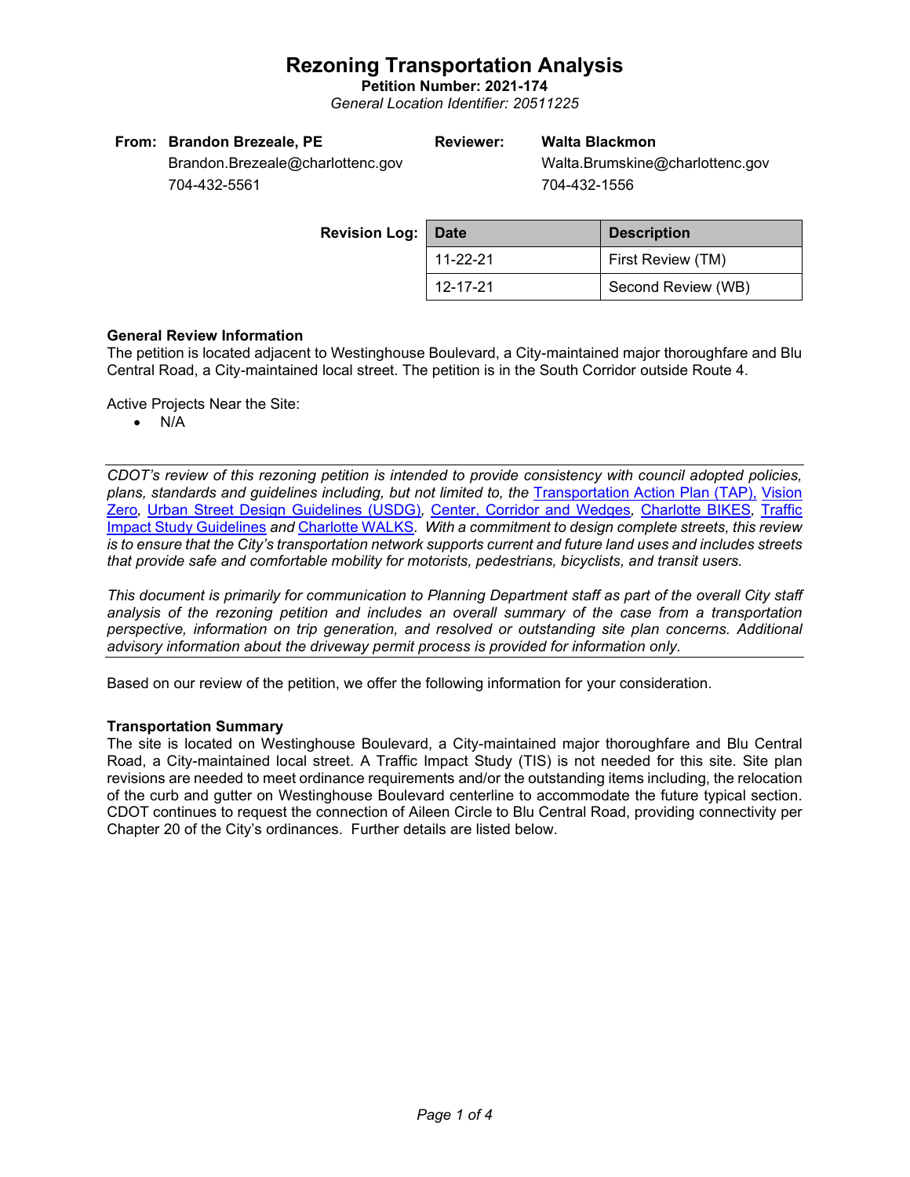# Rezoning Transportation Analysis

**Petition Number: 2021-174**

*General Location Identifier: 20511225*

| **From:** | **Brandon Brezeale, PE** | **Reviewer:** | **Walta Blackmon** |
|---|---|---|---|
| | Brandon.Brezeale@charlottenc.gov | | Walta.Brumskine@charlottenc.gov |
| | 704-432-5561 | | 704-432-1556 |

**Revision Log:**

| Date | Description |
|---|---|
| 11-22-21 | First Review (TM) |
| 12-17-21 | Second Review (WB) |

**General Review Information**

The petition is located adjacent to Westinghouse Boulevard, a City-maintained major thoroughfare and Blu Central Road, a City-maintained local street. The petition is in the South Corridor outside Route 4.

Active Projects Near the Site:

- N/A

---

*CDOT's review of this rezoning petition is intended to provide consistency with council adopted policies, plans, standards and guidelines including, but not limited to, the* [Transportation Action Plan (TAP),](#) [Vision Zero](#)*,* [Urban Street Design Guidelines (USDG)](#)*,* [Center, Corridor and Wedges](#)*,* [Charlotte BIKES](#)*,* [Traffic Impact Study Guidelines](#) *and* [Charlotte WALKS](#)*. With a commitment to design complete streets, this review is to ensure that the City's transportation network supports current and future land uses and includes streets that provide safe and comfortable mobility for motorists, pedestrians, bicyclists, and transit users.*

*This document is primarily for communication to Planning Department staff as part of the overall City staff analysis of the rezoning petition and includes an overall summary of the case from a transportation perspective, information on trip generation, and resolved or outstanding site plan concerns. Additional advisory information about the driveway permit process is provided for information only.*

---

Based on our review of the petition, we offer the following information for your consideration.

**Transportation Summary**

The site is located on Westinghouse Boulevard, a City-maintained major thoroughfare and Blu Central Road, a City-maintained local street. A Traffic Impact Study (TIS) is not needed for this site. Site plan revisions are needed to meet ordinance requirements and/or the outstanding items including, the relocation of the curb and gutter on Westinghouse Boulevard centerline to accommodate the future typical section. CDOT continues to request the connection of Aileen Circle to Blu Central Road, providing connectivity per Chapter 20 of the City's ordinances. Further details are listed below.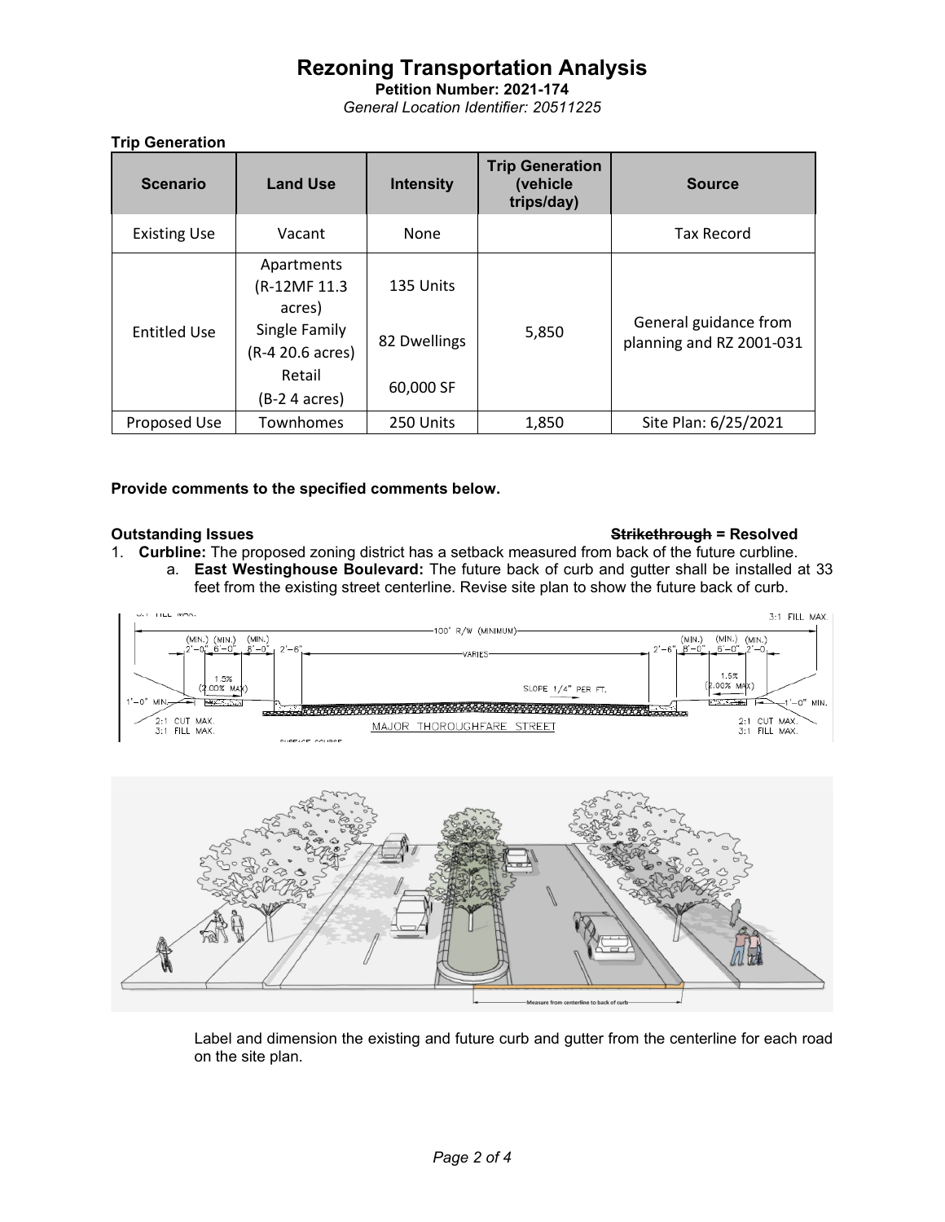# Rezoning Transportation Analysis

**Petition Number: 2021-174**

*General Location Identifier: 20511225*

**Trip Generation**

| Scenario | Land Use | Intensity | Trip Generation (vehicle trips/day) | Source |
|---|---|---|---|---|
| Existing Use | Vacant | None | | Tax Record |
| Entitled Use | Apartments (R-12MF 11.3 acres)<br>Single Family (R-4 20.6 acres)<br>Retail (B-2 4 acres) | 135 Units<br>82 Dwellings<br>60,000 SF | 5,850 | General guidance from planning and RZ 2001-031 |
| Proposed Use | Townhomes | 250 Units | 1,850 | Site Plan: 6/25/2021 |

**Provide comments to the specified comments below.**

**Outstanding Issues** **~~Strikethrough~~ = Resolved**

1. **Curbline:** The proposed zoning district has a setback measured from back of the future curbline.
   a. **East Westinghouse Boulevard:** The future back of curb and gutter shall be installed at 33 feet from the existing street centerline. Revise site plan to show the future back of curb.

   Label and dimension the existing and future curb and gutter from the centerline for each road on the site plan.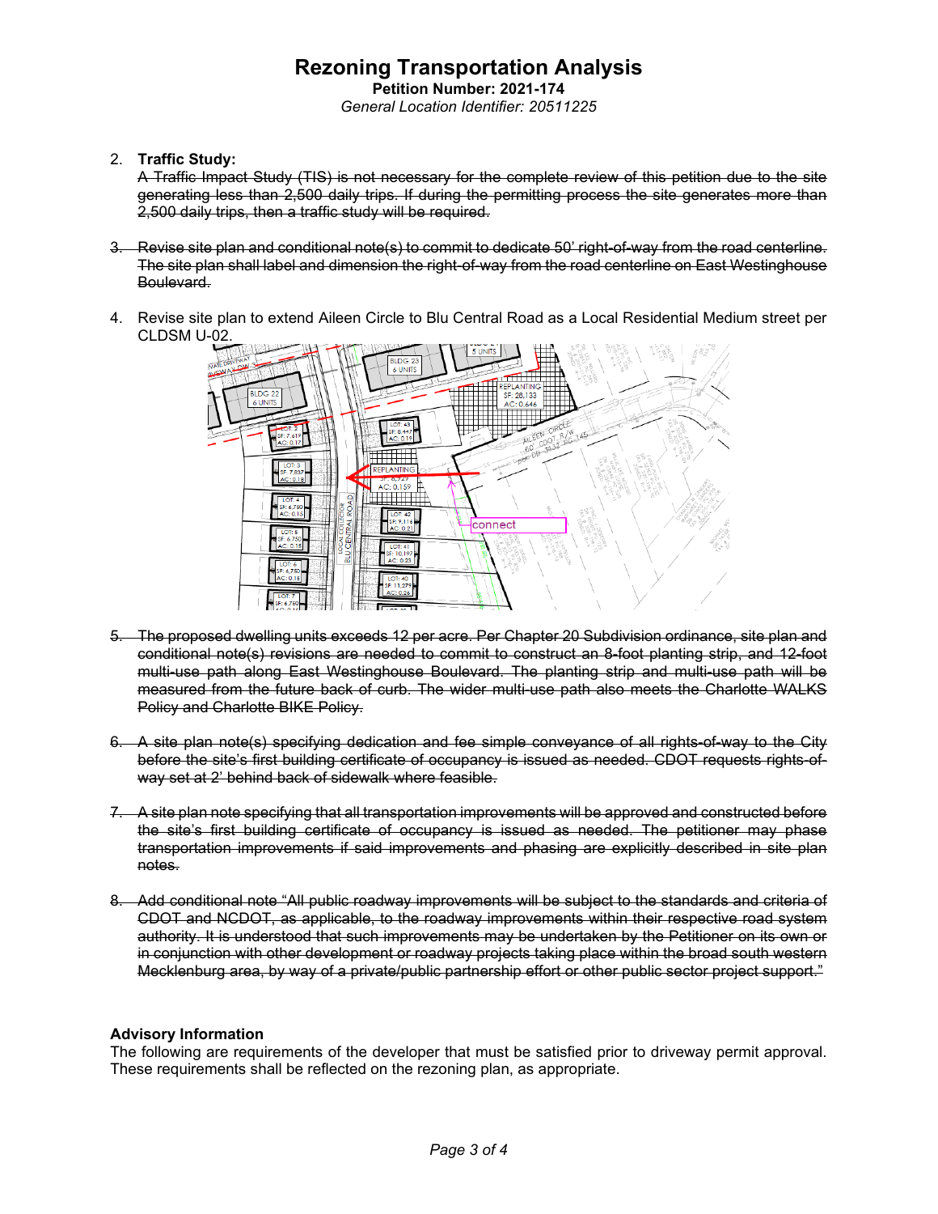# Rezoning Transportation Analysis

**Petition Number: 2021-174**

*General Location Identifier: 20511225*

2. **Traffic Study:**
~~A Traffic Impact Study (TIS) is not necessary for the complete review of this petition due to the site generating less than 2,500 daily trips. If during the permitting process the site generates more than 2,500 daily trips, then a traffic study will be required.~~

3. ~~Revise site plan and conditional note(s) to commit to dedicate 50' right-of-way from the road centerline. The site plan shall label and dimension the right-of-way from the road centerline on East Westinghouse Boulevard.~~

4. Revise site plan to extend Aileen Circle to Blu Central Road as a Local Residential Medium street per CLDSM U-02.

5. ~~The proposed dwelling units exceeds 12 per acre. Per Chapter 20 Subdivision ordinance, site plan and conditional note(s) revisions are needed to commit to construct an 8-foot planting strip, and 12-foot multi-use path along East Westinghouse Boulevard. The planting strip and multi-use path will be measured from the future back of curb. The wider multi-use path also meets the Charlotte WALKS Policy and Charlotte BIKE Policy.~~

6. ~~A site plan note(s) specifying dedication and fee simple conveyance of all rights-of-way to the City before the site's first building certificate of occupancy is issued as needed. CDOT requests rights-of-way set at 2' behind back of sidewalk where feasible.~~

7. ~~A site plan note specifying that all transportation improvements will be approved and constructed before the site's first building certificate of occupancy is issued as needed. The petitioner may phase transportation improvements if said improvements and phasing are explicitly described in site plan notes.~~

8. ~~Add conditional note "All public roadway improvements will be subject to the standards and criteria of CDOT and NCDOT, as applicable, to the roadway improvements within their respective road system authority. It is understood that such improvements may be undertaken by the Petitioner on its own or in conjunction with other development or roadway projects taking place within the broad south western Mecklenburg area, by way of a private/public partnership effort or other public sector project support."~~

**Advisory Information**

The following are requirements of the developer that must be satisfied prior to driveway permit approval. These requirements shall be reflected on the rezoning plan, as appropriate.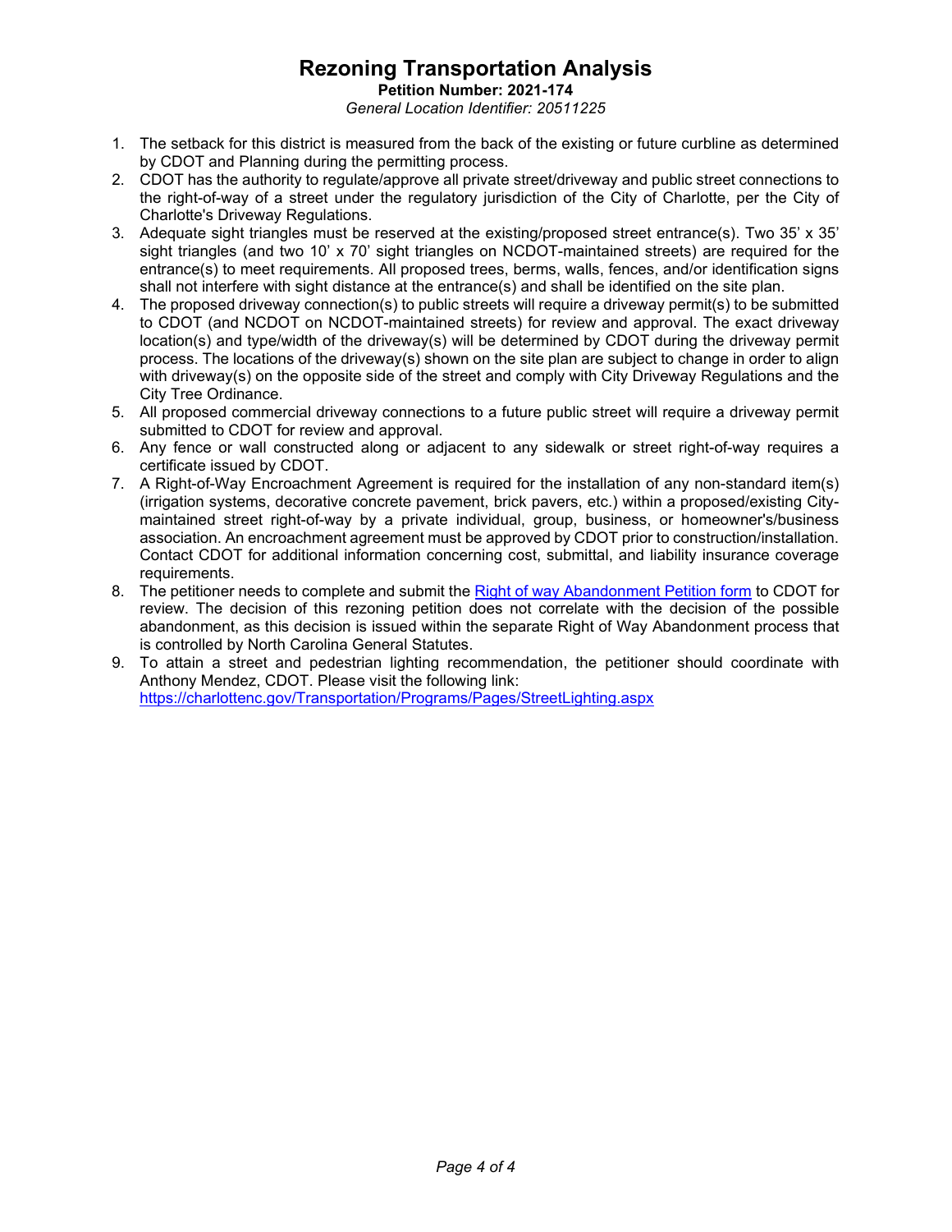# Rezoning Transportation Analysis

**Petition Number: 2021-174**

*General Location Identifier: 20511225*

1. The setback for this district is measured from the back of the existing or future curbline as determined by CDOT and Planning during the permitting process.
2. CDOT has the authority to regulate/approve all private street/driveway and public street connections to the right-of-way of a street under the regulatory jurisdiction of the City of Charlotte, per the City of Charlotte's Driveway Regulations.
3. Adequate sight triangles must be reserved at the existing/proposed street entrance(s). Two 35' x 35' sight triangles (and two 10' x 70' sight triangles on NCDOT-maintained streets) are required for the entrance(s) to meet requirements. All proposed trees, berms, walls, fences, and/or identification signs shall not interfere with sight distance at the entrance(s) and shall be identified on the site plan.
4. The proposed driveway connection(s) to public streets will require a driveway permit(s) to be submitted to CDOT (and NCDOT on NCDOT-maintained streets) for review and approval. The exact driveway location(s) and type/width of the driveway(s) will be determined by CDOT during the driveway permit process. The locations of the driveway(s) shown on the site plan are subject to change in order to align with driveway(s) on the opposite side of the street and comply with City Driveway Regulations and the City Tree Ordinance.
5. All proposed commercial driveway connections to a future public street will require a driveway permit submitted to CDOT for review and approval.
6. Any fence or wall constructed along or adjacent to any sidewalk or street right-of-way requires a certificate issued by CDOT.
7. A Right-of-Way Encroachment Agreement is required for the installation of any non-standard item(s) (irrigation systems, decorative concrete pavement, brick pavers, etc.) within a proposed/existing City-maintained street right-of-way by a private individual, group, business, or homeowner's/business association. An encroachment agreement must be approved by CDOT prior to construction/installation. Contact CDOT for additional information concerning cost, submittal, and liability insurance coverage requirements.
8. The petitioner needs to complete and submit the Right of way Abandonment Petition form to CDOT for review. The decision of this rezoning petition does not correlate with the decision of the possible abandonment, as this decision is issued within the separate Right of Way Abandonment process that is controlled by North Carolina General Statutes.
9. To attain a street and pedestrian lighting recommendation, the petitioner should coordinate with Anthony Mendez, CDOT. Please visit the following link: https://charlottenc.gov/Transportation/Programs/Pages/StreetLighting.aspx